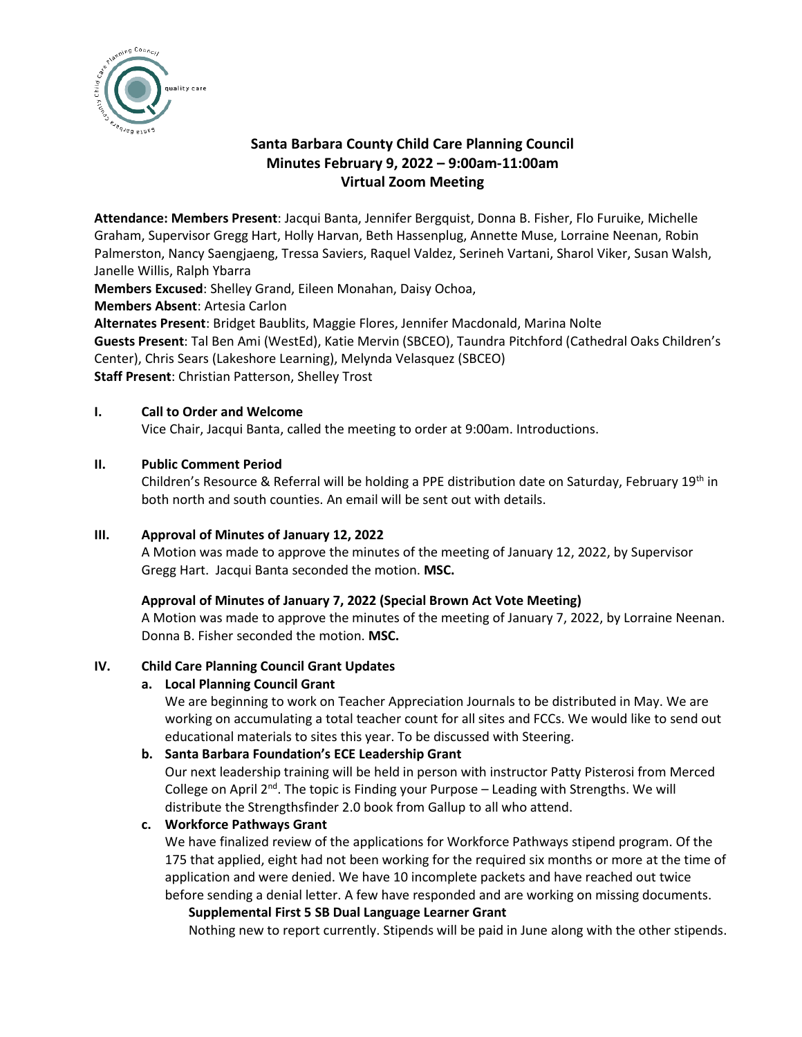**Santa Barbara County Child Care Planning Council**
**Minutes February 9, 2022 – 9:00am-11:00am**
**Virtual Zoom Meeting**

**Attendance: Members Present**: Jacqui Banta, Jennifer Bergquist, Donna B. Fisher, Flo Furuike, Michelle Graham, Supervisor Gregg Hart, Holly Harvan, Beth Hassenplug, Annette Muse, Lorraine Neenan, Robin Palmerston, Nancy Saengjaeng, Tressa Saviers, Raquel Valdez, Serineh Vartani, Sharol Viker, Susan Walsh, Janelle Willis, Ralph Ybarra

**Members Excused**: Shelley Grand, Eileen Monahan, Daisy Ochoa,

**Members Absent**: Artesia Carlon

**Alternates Present**: Bridget Baublits, Maggie Flores, Jennifer Macdonald, Marina Nolte

**Guests Present**: Tal Ben Ami (WestEd), Katie Mervin (SBCEO), Taundra Pitchford (Cathedral Oaks Children's Center), Chris Sears (Lakeshore Learning), Melynda Velasquez (SBCEO)

**Staff Present**: Christian Patterson, Shelley Trost

## I. Call to Order and Welcome

Vice Chair, Jacqui Banta, called the meeting to order at 9:00am. Introductions.

## II. Public Comment Period

Children's Resource & Referral will be holding a PPE distribution date on Saturday, February 19th in both north and south counties. An email will be sent out with details.

## III. Approval of Minutes of January 12, 2022

A Motion was made to approve the minutes of the meeting of January 12, 2022, by Supervisor Gregg Hart. Jacqui Banta seconded the motion. **MSC.**

**Approval of Minutes of January 7, 2022 (Special Brown Act Vote Meeting)**

A Motion was made to approve the minutes of the meeting of January 7, 2022, by Lorraine Neenan. Donna B. Fisher seconded the motion. **MSC.**

## IV. Child Care Planning Council Grant Updates

**a. Local Planning Council Grant**

We are beginning to work on Teacher Appreciation Journals to be distributed in May. We are working on accumulating a total teacher count for all sites and FCCs. We would like to send out educational materials to sites this year. To be discussed with Steering.

**b. Santa Barbara Foundation's ECE Leadership Grant**

Our next leadership training will be held in person with instructor Patty Pisterosi from Merced College on April 2nd. The topic is Finding your Purpose – Leading with Strengths. We will distribute the Strengthsfinder 2.0 book from Gallup to all who attend.

**c. Workforce Pathways Grant**

We have finalized review of the applications for Workforce Pathways stipend program. Of the 175 that applied, eight had not been working for the required six months or more at the time of application and were denied. We have 10 incomplete packets and have reached out twice before sending a denial letter. A few have responded and are working on missing documents.

**Supplemental First 5 SB Dual Language Learner Grant**

Nothing new to report currently. Stipends will be paid in June along with the other stipends.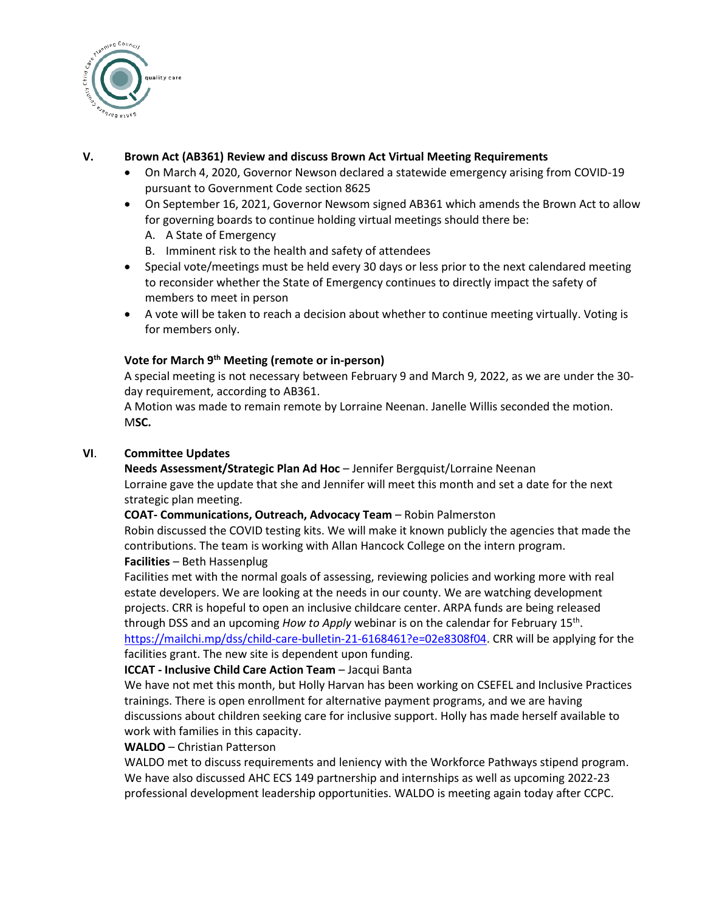## V. Brown Act (AB361) Review and discuss Brown Act Virtual Meeting Requirements

- On March 4, 2020, Governor Newson declared a statewide emergency arising from COVID-19 pursuant to Government Code section 8625
- On September 16, 2021, Governor Newsom signed AB361 which amends the Brown Act to allow for governing boards to continue holding virtual meetings should there be:
  - A. A State of Emergency
  - B. Imminent risk to the health and safety of attendees
- Special vote/meetings must be held every 30 days or less prior to the next calendared meeting to reconsider whether the State of Emergency continues to directly impact the safety of members to meet in person
- A vote will be taken to reach a decision about whether to continue meeting virtually. Voting is for members only.

**Vote for March 9th Meeting (remote or in-person)**

A special meeting is not necessary between February 9 and March 9, 2022, as we are under the 30-day requirement, according to AB361.

A Motion was made to remain remote by Lorraine Neenan. Janelle Willis seconded the motion. M**SC.**

## VI. Committee Updates

**Needs Assessment/Strategic Plan Ad Hoc** – Jennifer Bergquist/Lorraine Neenan

Lorraine gave the update that she and Jennifer will meet this month and set a date for the next strategic plan meeting.

**COAT- Communications, Outreach, Advocacy Team** – Robin Palmerston

Robin discussed the COVID testing kits. We will make it known publicly the agencies that made the contributions. The team is working with Allan Hancock College on the intern program.

**Facilities** – Beth Hassenplug

Facilities met with the normal goals of assessing, reviewing policies and working more with real estate developers. We are looking at the needs in our county. We are watching development projects. CRR is hopeful to open an inclusive childcare center. ARPA funds are being released through DSS and an upcoming *How to Apply* webinar is on the calendar for February 15th. https://mailchi.mp/dss/child-care-bulletin-21-6168461?e=02e8308f04. CRR will be applying for the facilities grant. The new site is dependent upon funding.

**ICCAT - Inclusive Child Care Action Team** – Jacqui Banta

We have not met this month, but Holly Harvan has been working on CSEFEL and Inclusive Practices trainings. There is open enrollment for alternative payment programs, and we are having discussions about children seeking care for inclusive support. Holly has made herself available to work with families in this capacity.

**WALDO** – Christian Patterson

WALDO met to discuss requirements and leniency with the Workforce Pathways stipend program. We have also discussed AHC ECS 149 partnership and internships as well as upcoming 2022-23 professional development leadership opportunities. WALDO is meeting again today after CCPC.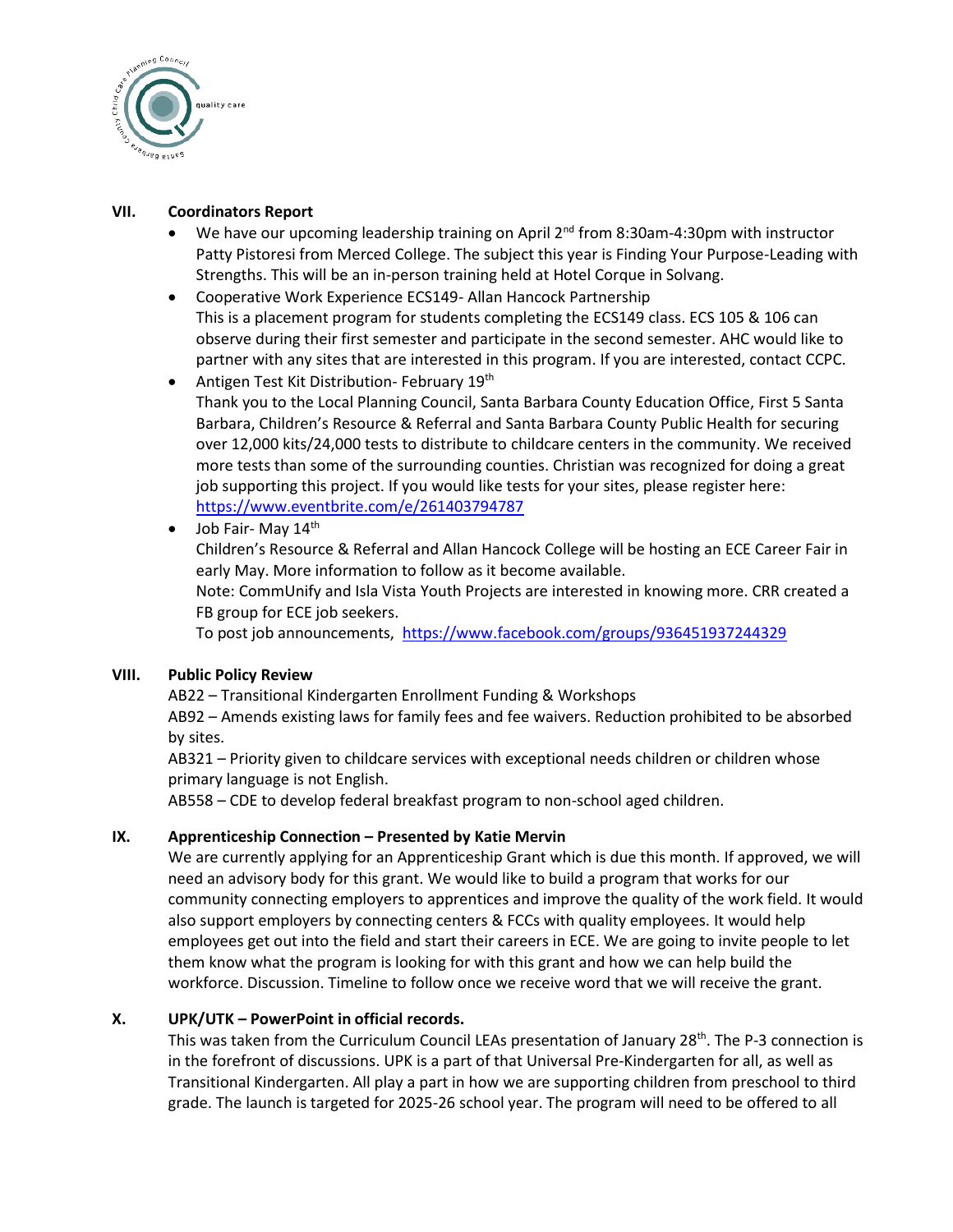## VII. Coordinators Report

- We have our upcoming leadership training on April 2nd from 8:30am-4:30pm with instructor Patty Pistoresi from Merced College. The subject this year is Finding Your Purpose-Leading with Strengths. This will be an in-person training held at Hotel Corque in Solvang.
- Cooperative Work Experience ECS149- Allan Hancock Partnership
  This is a placement program for students completing the ECS149 class. ECS 105 & 106 can observe during their first semester and participate in the second semester. AHC would like to partner with any sites that are interested in this program. If you are interested, contact CCPC.
- Antigen Test Kit Distribution- February 19th
  Thank you to the Local Planning Council, Santa Barbara County Education Office, First 5 Santa Barbara, Children's Resource & Referral and Santa Barbara County Public Health for securing over 12,000 kits/24,000 tests to distribute to childcare centers in the community. We received more tests than some of the surrounding counties. Christian was recognized for doing a great job supporting this project. If you would like tests for your sites, please register here: https://www.eventbrite.com/e/261403794787
- Job Fair- May 14th
  Children's Resource & Referral and Allan Hancock College will be hosting an ECE Career Fair in early May. More information to follow as it become available.
  Note: CommUnify and Isla Vista Youth Projects are interested in knowing more. CRR created a FB group for ECE job seekers.
  To post job announcements, https://www.facebook.com/groups/936451937244329

## VIII. Public Policy Review

AB22 – Transitional Kindergarten Enrollment Funding & Workshops
AB92 – Amends existing laws for family fees and fee waivers. Reduction prohibited to be absorbed by sites.
AB321 – Priority given to childcare services with exceptional needs children or children whose primary language is not English.
AB558 – CDE to develop federal breakfast program to non-school aged children.

## IX. Apprenticeship Connection – Presented by Katie Mervin

We are currently applying for an Apprenticeship Grant which is due this month. If approved, we will need an advisory body for this grant. We would like to build a program that works for our community connecting employers to apprentices and improve the quality of the work field. It would also support employers by connecting centers & FCCs with quality employees. It would help employees get out into the field and start their careers in ECE. We are going to invite people to let them know what the program is looking for with this grant and how we can help build the workforce. Discussion. Timeline to follow once we receive word that we will receive the grant.

## X. UPK/UTK – PowerPoint in official records.

This was taken from the Curriculum Council LEAs presentation of January 28th. The P-3 connection is in the forefront of discussions. UPK is a part of that Universal Pre-Kindergarten for all, as well as Transitional Kindergarten. All play a part in how we are supporting children from preschool to third grade. The launch is targeted for 2025-26 school year. The program will need to be offered to all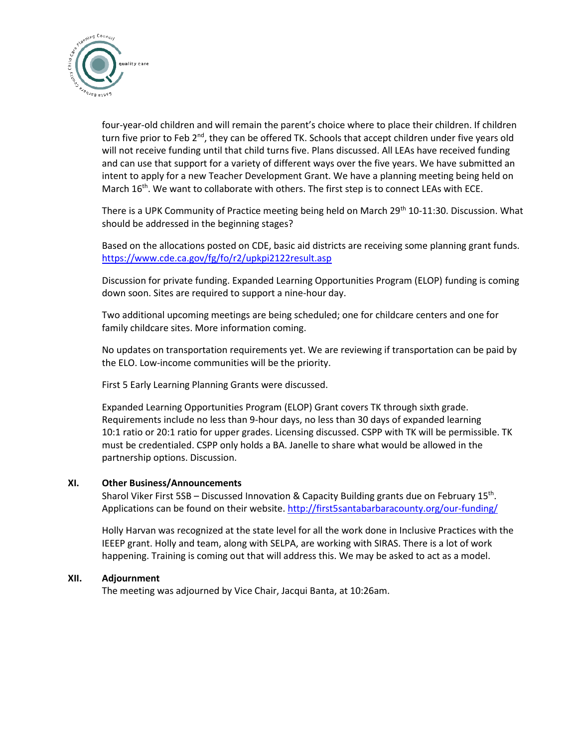four-year-old children and will remain the parent's choice where to place their children. If children turn five prior to Feb 2nd, they can be offered TK. Schools that accept children under five years old will not receive funding until that child turns five. Plans discussed. All LEAs have received funding and can use that support for a variety of different ways over the five years. We have submitted an intent to apply for a new Teacher Development Grant. We have a planning meeting being held on March 16th. We want to collaborate with others. The first step is to connect LEAs with ECE.

There is a UPK Community of Practice meeting being held on March 29th 10-11:30. Discussion. What should be addressed in the beginning stages?

Based on the allocations posted on CDE, basic aid districts are receiving some planning grant funds. https://www.cde.ca.gov/fg/fo/r2/upkpi2122result.asp

Discussion for private funding. Expanded Learning Opportunities Program (ELOP) funding is coming down soon. Sites are required to support a nine-hour day.

Two additional upcoming meetings are being scheduled; one for childcare centers and one for family childcare sites. More information coming.

No updates on transportation requirements yet. We are reviewing if transportation can be paid by the ELO. Low-income communities will be the priority.

First 5 Early Learning Planning Grants were discussed.

Expanded Learning Opportunities Program (ELOP) Grant covers TK through sixth grade. Requirements include no less than 9-hour days, no less than 30 days of expanded learning 10:1 ratio or 20:1 ratio for upper grades. Licensing discussed. CSPP with TK will be permissible. TK must be credentialed. CSPP only holds a BA. Janelle to share what would be allowed in the partnership options. Discussion.

## XI. Other Business/Announcements

Sharol Viker First 5SB – Discussed Innovation & Capacity Building grants due on February 15th. Applications can be found on their website. http://first5santabarbaracounty.org/our-funding/

Holly Harvan was recognized at the state level for all the work done in Inclusive Practices with the IEEEP grant. Holly and team, along with SELPA, are working with SIRAS. There is a lot of work happening. Training is coming out that will address this. We may be asked to act as a model.

## XII. Adjournment

The meeting was adjourned by Vice Chair, Jacqui Banta, at 10:26am.